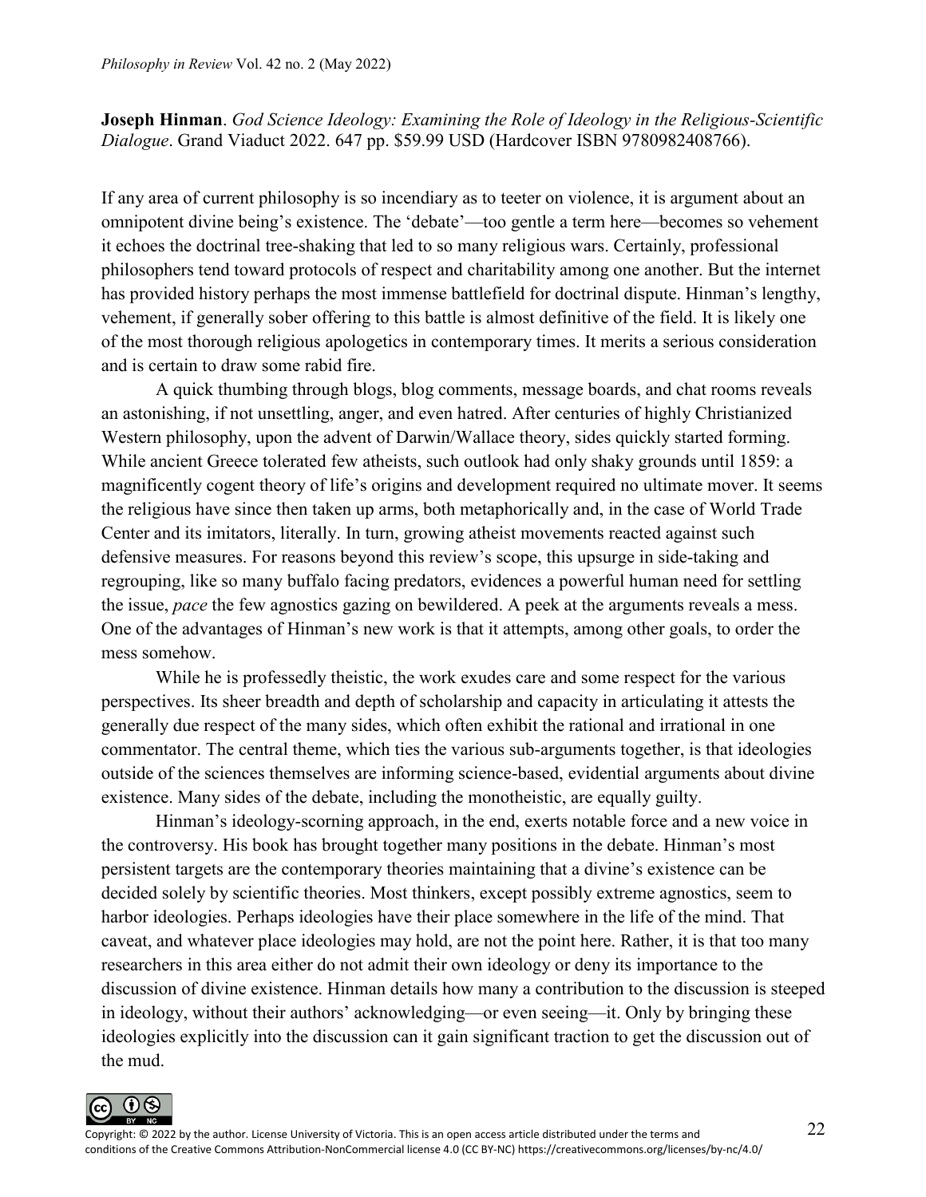**Joseph Hinman**. *God Science Ideology: Examining the Role of Ideology in the Religious-Scientific Dialogue*. Grand Viaduct 2022. 647 pp. $59.99 USD (Hardcover ISBN 9780982408766).

If any area of current philosophy is so incendiary as to teeter on violence, it is argument about an omnipotent divine being's existence. The 'debate'—too gentle a term here—becomes so vehement it echoes the doctrinal tree-shaking that led to so many religious wars. Certainly, professional philosophers tend toward protocols of respect and charitability among one another. But the internet has provided history perhaps the most immense battlefield for doctrinal dispute. Hinman's lengthy, vehement, if generally sober offering to this battle is almost definitive of the field. It is likely one of the most thorough religious apologetics in contemporary times. It merits a serious consideration and is certain to draw some rabid fire.

A quick thumbing through blogs, blog comments, message boards, and chat rooms reveals an astonishing, if not unsettling, anger, and even hatred. After centuries of highly Christianized Western philosophy, upon the advent of Darwin/Wallace theory, sides quickly started forming. While ancient Greece tolerated few atheists, such outlook had only shaky grounds until 1859: a magnificently cogent theory of life's origins and development required no ultimate mover. It seems the religious have since then taken up arms, both metaphorically and, in the case of World Trade Center and its imitators, literally. In turn, growing atheist movements reacted against such defensive measures. For reasons beyond this review's scope, this upsurge in side-taking and regrouping, like so many buffalo facing predators, evidences a powerful human need for settling the issue, *pace* the few agnostics gazing on bewildered. A peek at the arguments reveals a mess. One of the advantages of Hinman's new work is that it attempts, among other goals, to order the mess somehow.

While he is professedly theistic, the work exudes care and some respect for the various perspectives. Its sheer breadth and depth of scholarship and capacity in articulating it attests the generally due respect of the many sides, which often exhibit the rational and irrational in one commentator. The central theme, which ties the various sub-arguments together, is that ideologies outside of the sciences themselves are informing science-based, evidential arguments about divine existence. Many sides of the debate, including the monotheistic, are equally guilty.

Hinman's ideology-scorning approach, in the end, exerts notable force and a new voice in the controversy. His book has brought together many positions in the debate. Hinman's most persistent targets are the contemporary theories maintaining that a divine's existence can be decided solely by scientific theories. Most thinkers, except possibly extreme agnostics, seem to harbor ideologies. Perhaps ideologies have their place somewhere in the life of the mind. That caveat, and whatever place ideologies may hold, are not the point here. Rather, it is that too many researchers in this area either do not admit their own ideology or deny its importance to the discussion of divine existence. Hinman details how many a contribution to the discussion is steeped in ideology, without their authors' acknowledging—or even seeing—it. Only by bringing these ideologies explicitly into the discussion can it gain significant traction to get the discussion out of the mud.

Copyright: © 2022 by the author. License University of Victoria. This is an open access article distributed under the terms and conditions of the Creative Commons Attribution-NonCommercial license 4.0 (CC BY-NC) https://creativecommons.org/licenses/by-nc/4.0/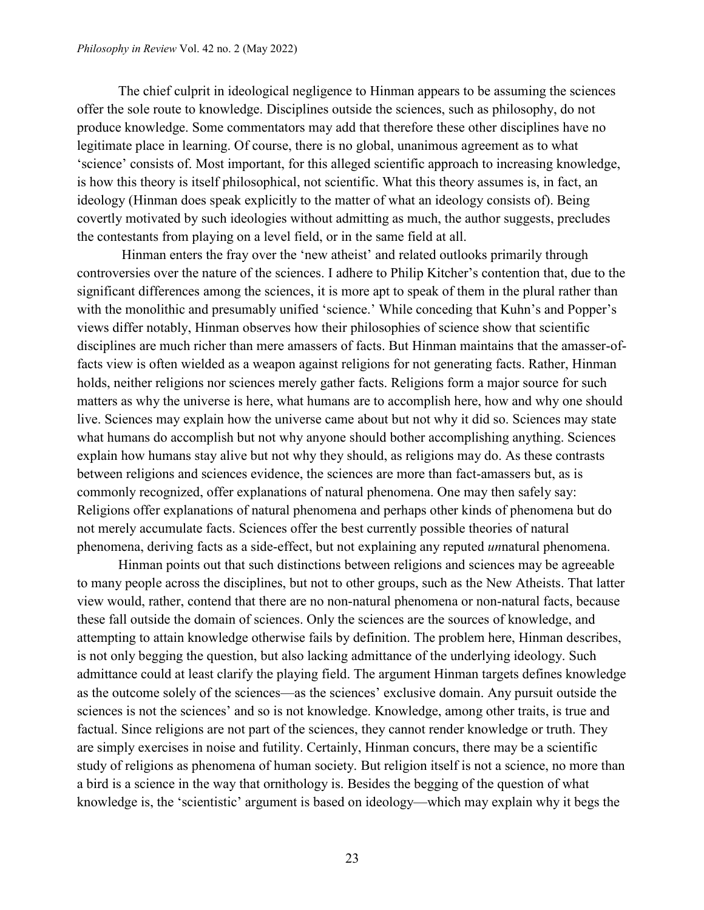The chief culprit in ideological negligence to Hinman appears to be assuming the sciences offer the sole route to knowledge. Disciplines outside the sciences, such as philosophy, do not produce knowledge. Some commentators may add that therefore these other disciplines have no legitimate place in learning. Of course, there is no global, unanimous agreement as to what 'science' consists of. Most important, for this alleged scientific approach to increasing knowledge, is how this theory is itself philosophical, not scientific. What this theory assumes is, in fact, an ideology (Hinman does speak explicitly to the matter of what an ideology consists of). Being covertly motivated by such ideologies without admitting as much, the author suggests, precludes the contestants from playing on a level field, or in the same field at all.

Hinman enters the fray over the 'new atheist' and related outlooks primarily through controversies over the nature of the sciences. I adhere to Philip Kitcher's contention that, due to the significant differences among the sciences, it is more apt to speak of them in the plural rather than with the monolithic and presumably unified 'science.' While conceding that Kuhn's and Popper's views differ notably, Hinman observes how their philosophies of science show that scientific disciplines are much richer than mere amassers of facts. But Hinman maintains that the amasser-of-facts view is often wielded as a weapon against religions for not generating facts. Rather, Hinman holds, neither religions nor sciences merely gather facts. Religions form a major source for such matters as why the universe is here, what humans are to accomplish here, how and why one should live. Sciences may explain how the universe came about but not why it did so. Sciences may state what humans do accomplish but not why anyone should bother accomplishing anything. Sciences explain how humans stay alive but not why they should, as religions may do. As these contrasts between religions and sciences evidence, the sciences are more than fact-amassers but, as is commonly recognized, offer explanations of natural phenomena. One may then safely say: Religions offer explanations of natural phenomena and perhaps other kinds of phenomena but do not merely accumulate facts. Sciences offer the best currently possible theories of natural phenomena, deriving facts as a side-effect, but not explaining any reputed *un*natural phenomena.

Hinman points out that such distinctions between religions and sciences may be agreeable to many people across the disciplines, but not to other groups, such as the New Atheists. That latter view would, rather, contend that there are no non-natural phenomena or non-natural facts, because these fall outside the domain of sciences. Only the sciences are the sources of knowledge, and attempting to attain knowledge otherwise fails by definition. The problem here, Hinman describes, is not only begging the question, but also lacking admittance of the underlying ideology. Such admittance could at least clarify the playing field. The argument Hinman targets defines knowledge as the outcome solely of the sciences—as the sciences' exclusive domain. Any pursuit outside the sciences is not the sciences' and so is not knowledge. Knowledge, among other traits, is true and factual. Since religions are not part of the sciences, they cannot render knowledge or truth. They are simply exercises in noise and futility. Certainly, Hinman concurs, there may be a scientific study of religions as phenomena of human society. But religion itself is not a science, no more than a bird is a science in the way that ornithology is. Besides the begging of the question of what knowledge is, the 'scientistic' argument is based on ideology—which may explain why it begs the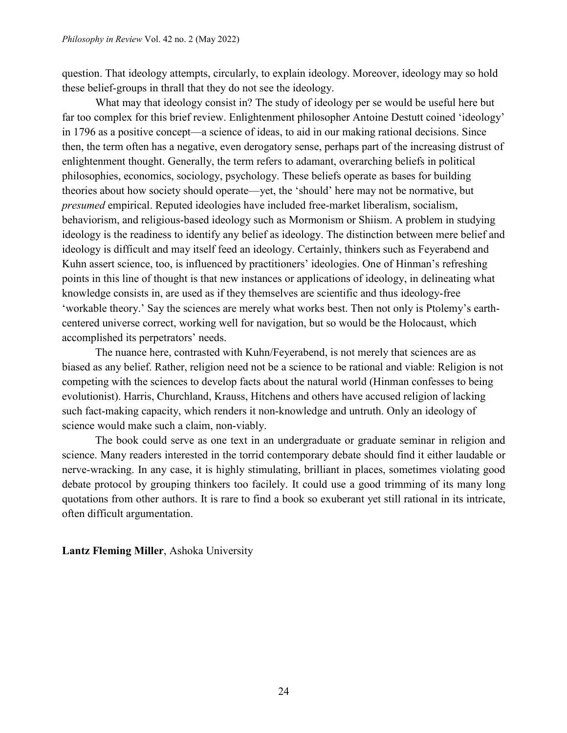question. That ideology attempts, circularly, to explain ideology. Moreover, ideology may so hold these belief-groups in thrall that they do not see the ideology.

What may that ideology consist in? The study of ideology per se would be useful here but far too complex for this brief review. Enlightenment philosopher Antoine Destutt coined 'ideology' in 1796 as a positive concept—a science of ideas, to aid in our making rational decisions. Since then, the term often has a negative, even derogatory sense, perhaps part of the increasing distrust of enlightenment thought. Generally, the term refers to adamant, overarching beliefs in political philosophies, economics, sociology, psychology. These beliefs operate as bases for building theories about how society should operate—yet, the 'should' here may not be normative, but *presumed* empirical. Reputed ideologies have included free-market liberalism, socialism, behaviorism, and religious-based ideology such as Mormonism or Shiism. A problem in studying ideology is the readiness to identify any belief as ideology. The distinction between mere belief and ideology is difficult and may itself feed an ideology. Certainly, thinkers such as Feyerabend and Kuhn assert science, too, is influenced by practitioners' ideologies. One of Hinman's refreshing points in this line of thought is that new instances or applications of ideology, in delineating what knowledge consists in, are used as if they themselves are scientific and thus ideology-free 'workable theory.' Say the sciences are merely what works best. Then not only is Ptolemy's earth-centered universe correct, working well for navigation, but so would be the Holocaust, which accomplished its perpetrators' needs.

The nuance here, contrasted with Kuhn/Feyerabend, is not merely that sciences are as biased as any belief. Rather, religion need not be a science to be rational and viable: Religion is not competing with the sciences to develop facts about the natural world (Hinman confesses to being evolutionist). Harris, Churchland, Krauss, Hitchens and others have accused religion of lacking such fact-making capacity, which renders it non-knowledge and untruth. Only an ideology of science would make such a claim, non-viably.

The book could serve as one text in an undergraduate or graduate seminar in religion and science. Many readers interested in the torrid contemporary debate should find it either laudable or nerve-wracking. In any case, it is highly stimulating, brilliant in places, sometimes violating good debate protocol by grouping thinkers too facilely. It could use a good trimming of its many long quotations from other authors. It is rare to find a book so exuberant yet still rational in its intricate, often difficult argumentation.

**Lantz Fleming Miller**, Ashoka University